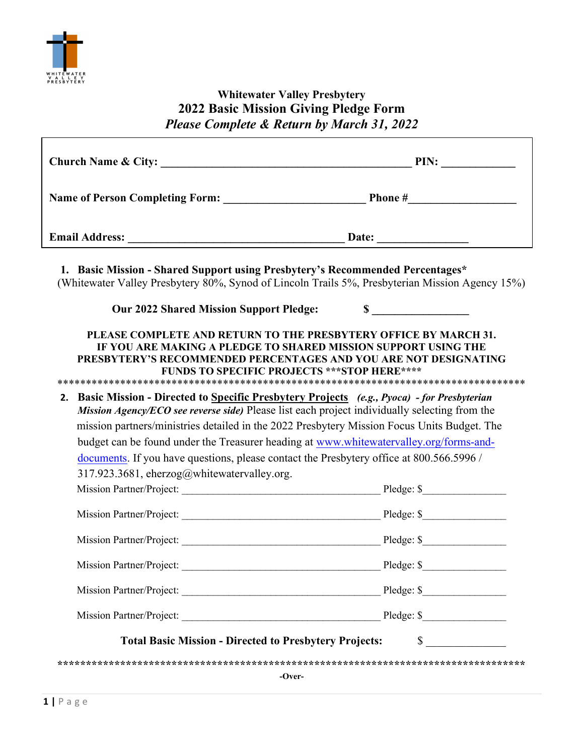**Whitewater Valley Presbytery**

# 2022 Basic Mission Giving Pledge Form

***Please Complete & Return by March 31, 2022***

**Church Name & City:** ____________________________________________ **PIN:** ____________

**Name of Person Completing Form:** ________________________ **Phone #**__________________

**Email Address:** _____________________________________ **Date:** _______________

1. **Basic Mission - Shared Support using Presbytery's Recommended Percentages***
(Whitewater Valley Presbytery 80%, Synod of Lincoln Trails 5%, Presbyterian Mission Agency 15%)

**Our 2022 Shared Mission Support Pledge: $ ________________**

**PLEASE COMPLETE AND RETURN TO THE PRESBYTERY OFFICE BY MARCH 31. IF YOU ARE MAKING A PLEDGE TO SHARED MISSION SUPPORT USING THE PRESBYTERY'S RECOMMENDED PERCENTAGES AND YOU ARE NOT DESIGNATING FUNDS TO SPECIFIC PROJECTS ***STOP HERE******

********************************************************************************

2. **Basic Mission - Directed to <u>Specific Presbytery Projects</u>** ***(e.g., Pyoca) - for Presbyterian Mission Agency/ECO see reverse side)*** Please list each project individually selecting from the mission partners/ministries detailed in the 2022 Presbytery Mission Focus Units Budget. The budget can be found under the Treasurer heading at www.whitewatervalley.org/forms-and-documents. If you have questions, please contact the Presbytery office at 800.566.5996 / 317.923.3681, eherzog@whitewatervalley.org.

Mission Partner/Project: ____________________________________ Pledge: $_______________

Mission Partner/Project: ____________________________________ Pledge: $_______________

Mission Partner/Project: ____________________________________ Pledge: $_______________

Mission Partner/Project: ____________________________________ Pledge: $_______________

Mission Partner/Project: ____________________________________ Pledge: $_______________

Mission Partner/Project: ____________________________________ Pledge: $_______________

**Total Basic Mission - Directed to Presbytery Projects:** $ ______________

********************************************************************************

-Over-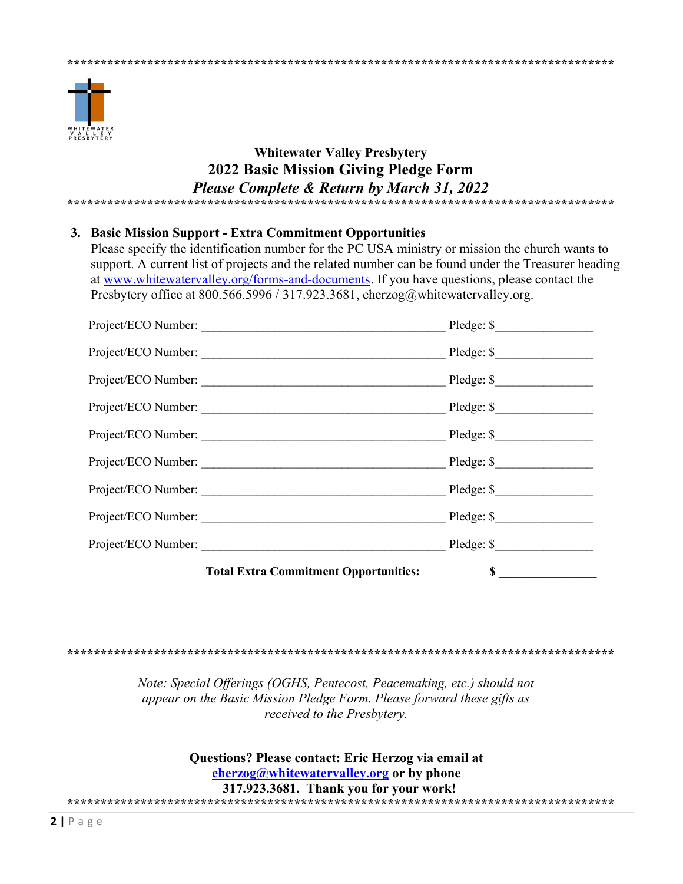*************************************************************************************

WHITEWATER VALLEY PRESBYTERY

**Whitewater Valley Presbytery**

## 2022 Basic Mission Giving Pledge Form

***Please Complete & Return by March 31, 2022***

*************************************************************************************

**3. Basic Mission Support - Extra Commitment Opportunities**

Please specify the identification number for the PC USA ministry or mission the church wants to support. A current list of projects and the related number can be found under the Treasurer heading at [www.whitewatervalley.org/forms-and-documents](http://www.whitewatervalley.org/forms-and-documents). If you have questions, please contact the Presbytery office at 800.566.5996 / 317.923.3681, eherzog@whitewatervalley.org.

Project/ECO Number: ________________________________________ Pledge: $________________

Project/ECO Number: ________________________________________ Pledge: $________________

Project/ECO Number: ________________________________________ Pledge: $________________

Project/ECO Number: ________________________________________ Pledge: $________________

Project/ECO Number: ________________________________________ Pledge: $________________

Project/ECO Number: ________________________________________ Pledge: $________________

Project/ECO Number: ________________________________________ Pledge: $________________

Project/ECO Number: ________________________________________ Pledge: $________________

Project/ECO Number: ________________________________________ Pledge: $________________

**Total Extra Commitment Opportunities: $ ________________**

*************************************************************************************

*Note: Special Offerings (OGHS, Pentecost, Peacemaking, etc.) should not appear on the Basic Mission Pledge Form. Please forward these gifts as received to the Presbytery.*

**Questions? Please contact: Eric Herzog via email at [eherzog@whitewatervalley.org](mailto:eherzog@whitewatervalley.org) or by phone 317.923.3681. Thank you for your work!**

*************************************************************************************